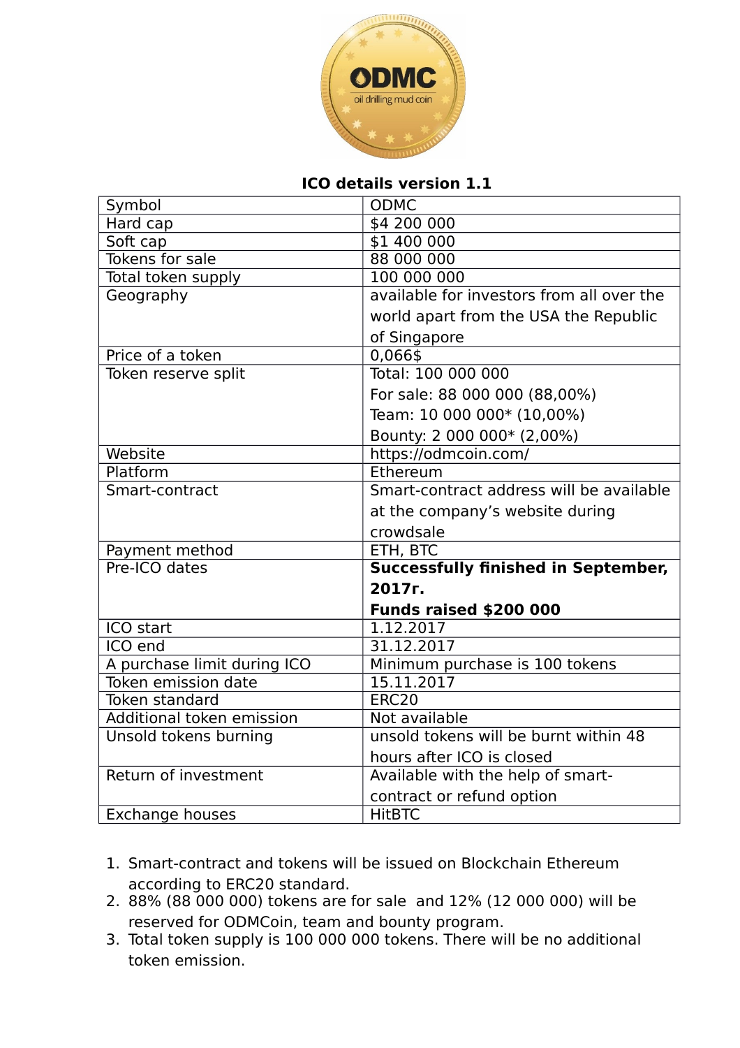**ICO details version 1.1**

| Symbol | ODMC |
|---|---|
| Hard cap | $4 200 000 |
| Soft cap | $1 400 000 |
| Tokens for sale | 88 000 000 |
| Total token supply | 100 000 000 |
| Geography | available for investors from all over the world apart from the USA the Republic of Singapore |
| Price of a token | 0,066$ |
| Token reserve split | Total: 100 000 000<br>For sale: 88 000 000 (88,00%)<br>Team: 10 000 000* (10,00%)<br>Bounty: 2 000 000* (2,00%) |
| Website | https://odmcoin.com/ |
| Platform | Ethereum |
| Smart-contract | Smart-contract address will be available at the company's website during crowdsale |
| Payment method | ETH, BTC |
| Pre-ICO dates | **Successfully finished in September, 2017r.**<br>**Funds raised $200 000** |
| ICO start | 1.12.2017 |
| ICO end | 31.12.2017 |
| A purchase limit during ICO | Minimum purchase is 100 tokens |
| Token emission date | 15.11.2017 |
| Token standard | ERC20 |
| Additional token emission | Not available |
| Unsold tokens burning | unsold tokens will be burnt within 48 hours after ICO is closed |
| Return of investment | Available with the help of smart-contract or refund option |
| Exchange houses | HitBTC |

1. Smart-contract and tokens will be issued on Blockchain Ethereum according to ERC20 standard.
2. 88% (88 000 000) tokens are for sale and 12% (12 000 000) will be reserved for ODMCoin, team and bounty program.
3. Total token supply is 100 000 000 tokens. There will be no additional token emission.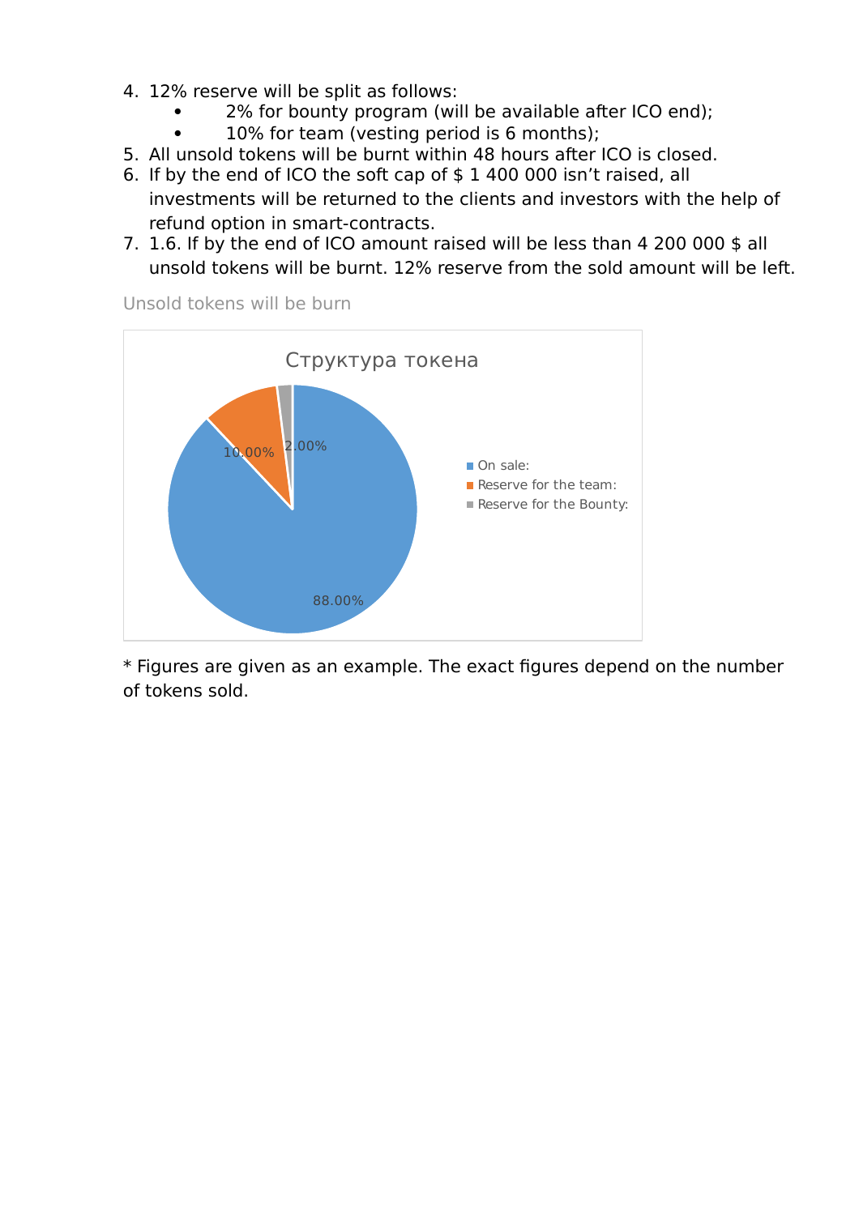4. 12% reserve will be split as follows:
    - 2% for bounty program (will be available after ICO end);
    - 10% for team (vesting period is 6 months);
5. All unsold tokens will be burnt within 48 hours after ICO is closed.
6. If by the end of ICO the soft cap of $ 1 400 000 isn't raised, all investments will be returned to the clients and investors with the help of refund option in smart-contracts.
7. 1.6. If by the end of ICO amount raised will be less than 4 200 000 $ all unsold tokens will be burnt. 12% reserve from the sold amount will be left.

Unsold tokens will be burn

Структура токена

10.00%
2.00%
88.00%

On sale:
Reserve for the team:
Reserve for the Bounty:

* Figures are given as an example. The exact figures depend on the number of tokens sold.